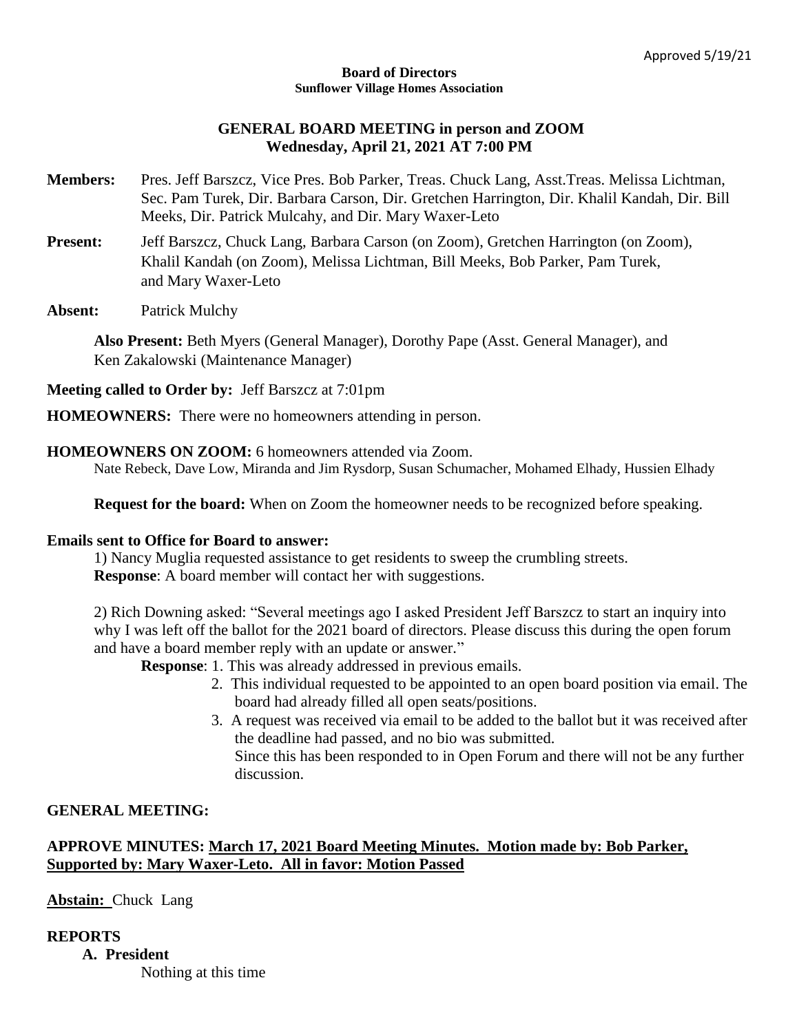Approved 5/19/21

**Board of Directors**
**Sunflower Village Homes Association**

## GENERAL BOARD MEETING in person and ZOOM
## Wednesday, April 21, 2021 AT 7:00 PM

**Members:** Pres. Jeff Barszcz, Vice Pres. Bob Parker, Treas. Chuck Lang, Asst.Treas. Melissa Lichtman, Sec. Pam Turek, Dir. Barbara Carson, Dir. Gretchen Harrington, Dir. Khalil Kandah, Dir. Bill Meeks, Dir. Patrick Mulcahy, and Dir. Mary Waxer-Leto

**Present:** Jeff Barszcz, Chuck Lang, Barbara Carson (on Zoom), Gretchen Harrington (on Zoom), Khalil Kandah (on Zoom), Melissa Lichtman, Bill Meeks, Bob Parker, Pam Turek, and Mary Waxer-Leto

**Absent:** Patrick Mulchy

**Also Present:** Beth Myers (General Manager), Dorothy Pape (Asst. General Manager), and Ken Zakalowski (Maintenance Manager)

**Meeting called to Order by:** Jeff Barszcz at 7:01pm

**HOMEOWNERS:** There were no homeowners attending in person.

**HOMEOWNERS ON ZOOM:** 6 homeowners attended via Zoom.
Nate Rebeck, Dave Low, Miranda and Jim Rysdorp, Susan Schumacher, Mohamed Elhady, Hussien Elhady

**Request for the board:** When on Zoom the homeowner needs to be recognized before speaking.

**Emails sent to Office for Board to answer:**

1) Nancy Muglia requested assistance to get residents to sweep the crumbling streets.
**Response**: A board member will contact her with suggestions.

2) Rich Downing asked: "Several meetings ago I asked President Jeff Barszcz to start an inquiry into why I was left off the ballot for the 2021 board of directors. Please discuss this during the open forum and have a board member reply with an update or answer."

**Response**: 1. This was already addressed in previous emails.

2. This individual requested to be appointed to an open board position via email. The board had already filled all open seats/positions.
3. A request was received via email to be added to the ballot but it was received after the deadline had passed, and no bio was submitted.
Since this has been responded to in Open Forum and there will not be any further discussion.

**GENERAL MEETING:**

**APPROVE MINUTES: March 17, 2021 Board Meeting Minutes. Motion made by: Bob Parker, Supported by: Mary Waxer-Leto. All in favor: Motion Passed**

**Abstain:** Chuck Lang

**REPORTS**

**A. President**
Nothing at this time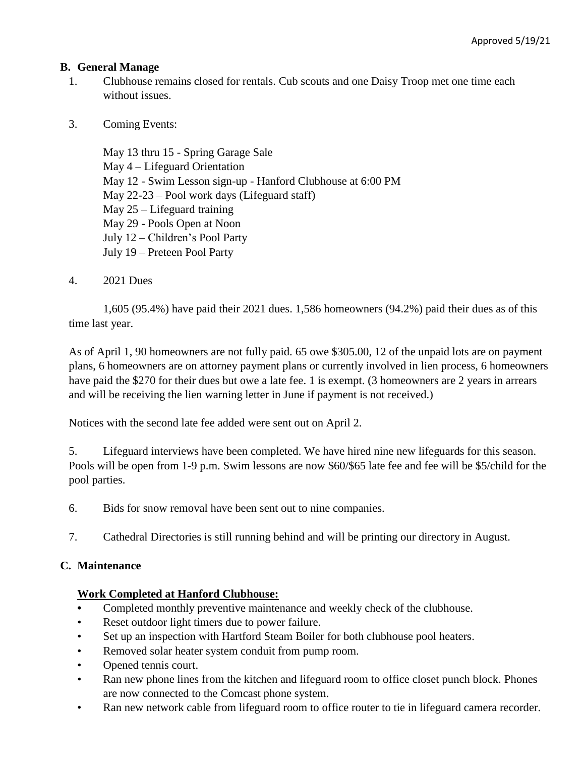Approved 5/19/21

**B. General Manage**

1. Clubhouse remains closed for rentals. Cub scouts and one Daisy Troop met one time each without issues.

3. Coming Events:

   May 13 thru 15 - Spring Garage Sale
   May 4 – Lifeguard Orientation
   May 12 - Swim Lesson sign-up - Hanford Clubhouse at 6:00 PM
   May 22-23 – Pool work days (Lifeguard staff)
   May 25 – Lifeguard training
   May 29 - Pools Open at Noon
   July 12 – Children's Pool Party
   July 19 – Preteen Pool Party

4. 2021 Dues

   1,605 (95.4%) have paid their 2021 dues. 1,586 homeowners (94.2%) paid their dues as of this time last year.

As of April 1, 90 homeowners are not fully paid. 65 owe $305.00, 12 of the unpaid lots are on payment plans, 6 homeowners are on attorney payment plans or currently involved in lien process, 6 homeowners have paid the $270 for their dues but owe a late fee. 1 is exempt. (3 homeowners are 2 years in arrears and will be receiving the lien warning letter in June if payment is not received.)

Notices with the second late fee added were sent out on April 2.

5. Lifeguard interviews have been completed. We have hired nine new lifeguards for this season. Pools will be open from 1-9 p.m. Swim lessons are now $60/$65 late fee and fee will be $5/child for the pool parties.

6. Bids for snow removal have been sent out to nine companies.

7. Cathedral Directories is still running behind and will be printing our directory in August.

**C. Maintenance**

**Work Completed at Hanford Clubhouse:**

- Completed monthly preventive maintenance and weekly check of the clubhouse.
- Reset outdoor light timers due to power failure.
- Set up an inspection with Hartford Steam Boiler for both clubhouse pool heaters.
- Removed solar heater system conduit from pump room.
- Opened tennis court.
- Ran new phone lines from the kitchen and lifeguard room to office closet punch block. Phones are now connected to the Comcast phone system.
- Ran new network cable from lifeguard room to office router to tie in lifeguard camera recorder.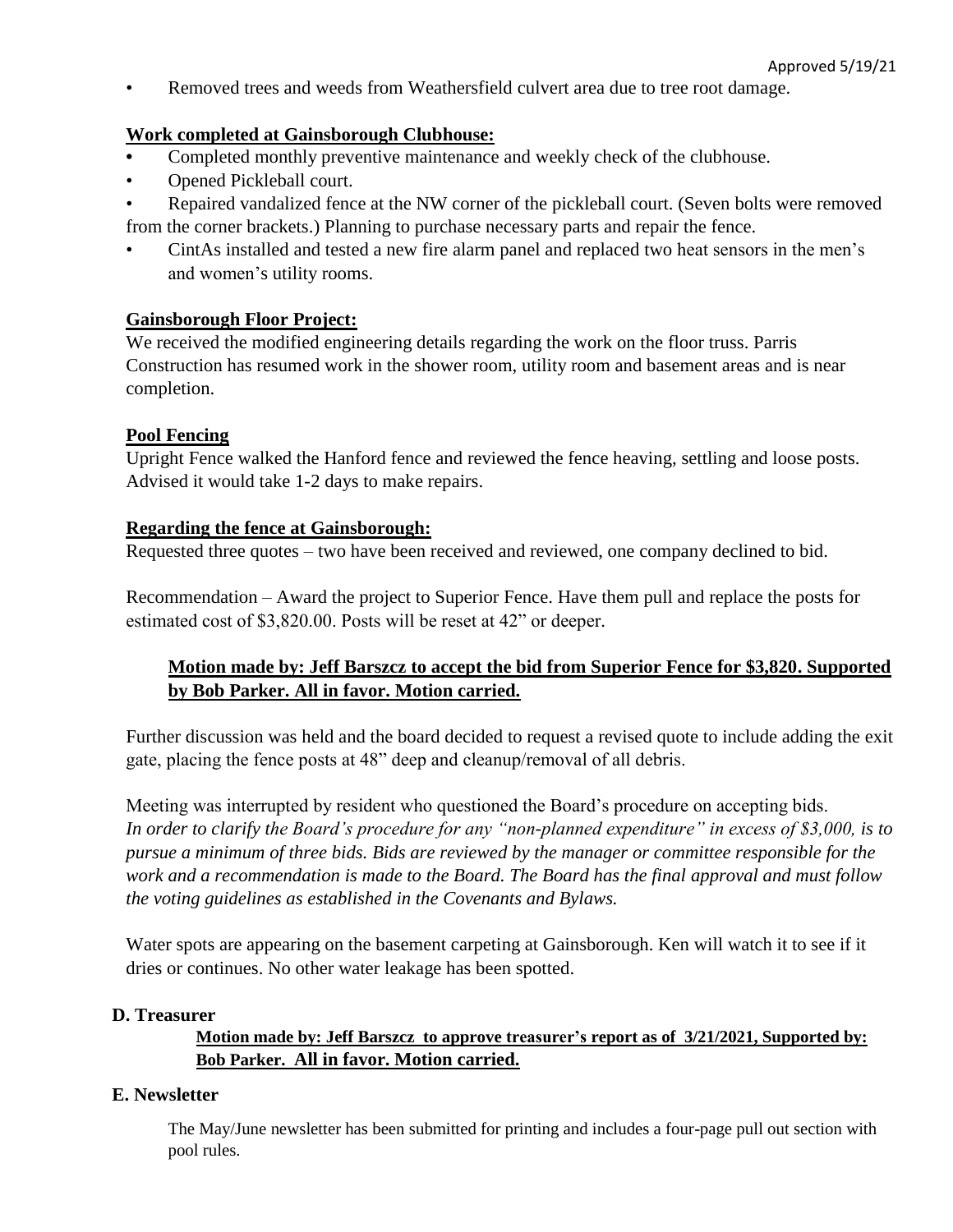- Removed trees and weeds from Weathersfield culvert area due to tree root damage.

**Work completed at Gainsborough Clubhouse:**

- Completed monthly preventive maintenance and weekly check of the clubhouse.
- Opened Pickleball court.
- Repaired vandalized fence at the NW corner of the pickleball court. (Seven bolts were removed from the corner brackets.) Planning to purchase necessary parts and repair the fence.
- CintAs installed and tested a new fire alarm panel and replaced two heat sensors in the men's and women's utility rooms.

**Gainsborough Floor Project:**

We received the modified engineering details regarding the work on the floor truss. Parris Construction has resumed work in the shower room, utility room and basement areas and is near completion.

**Pool Fencing**

Upright Fence walked the Hanford fence and reviewed the fence heaving, settling and loose posts. Advised it would take 1-2 days to make repairs.

**Regarding the fence at Gainsborough:**

Requested three quotes – two have been received and reviewed, one company declined to bid.

Recommendation – Award the project to Superior Fence. Have them pull and replace the posts for estimated cost of $3,820.00. Posts will be reset at 42" or deeper.

**Motion made by: Jeff Barszcz to accept the bid from Superior Fence for $3,820. Supported by Bob Parker. All in favor. Motion carried.**

Further discussion was held and the board decided to request a revised quote to include adding the exit gate, placing the fence posts at 48" deep and cleanup/removal of all debris.

Meeting was interrupted by resident who questioned the Board's procedure on accepting bids. *In order to clarify the Board's procedure for any "non-planned expenditure" in excess of $3,000, is to pursue a minimum of three bids. Bids are reviewed by the manager or committee responsible for the work and a recommendation is made to the Board. The Board has the final approval and must follow the voting guidelines as established in the Covenants and Bylaws.*

Water spots are appearing on the basement carpeting at Gainsborough. Ken will watch it to see if it dries or continues. No other water leakage has been spotted.

**D. Treasurer**

**Motion made by: Jeff Barszcz to approve treasurer's report as of 3/21/2021, Supported by: Bob Parker. All in favor. Motion carried.**

**E. Newsletter**

The May/June newsletter has been submitted for printing and includes a four-page pull out section with pool rules.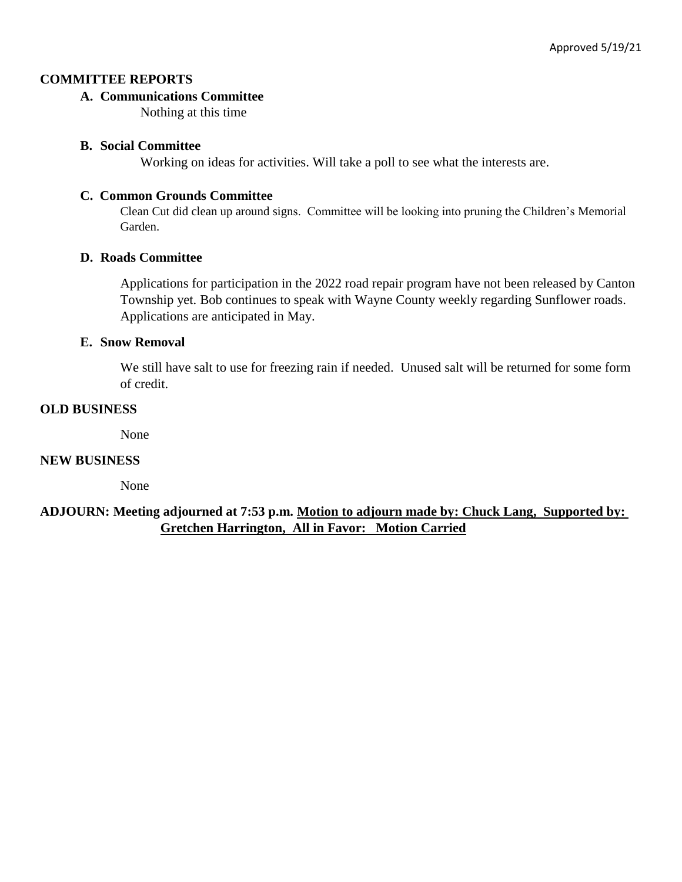Approved 5/19/21

## COMMITTEE REPORTS

### A. Communications Committee

Nothing at this time

### B. Social Committee

Working on ideas for activities. Will take a poll to see what the interests are.

### C. Common Grounds Committee

Clean Cut did clean up around signs. Committee will be looking into pruning the Children's Memorial Garden.

### D. Roads Committee

Applications for participation in the 2022 road repair program have not been released by Canton Township yet. Bob continues to speak with Wayne County weekly regarding Sunflower roads. Applications are anticipated in May.

### E. Snow Removal

We still have salt to use for freezing rain if needed. Unused salt will be returned for some form of credit.

## OLD BUSINESS

None

## NEW BUSINESS

None

**ADJOURN: Meeting adjourned at 7:53 p.m. Motion to adjourn made by: Chuck Lang, Supported by: Gretchen Harrington, All in Favor: Motion Carried**